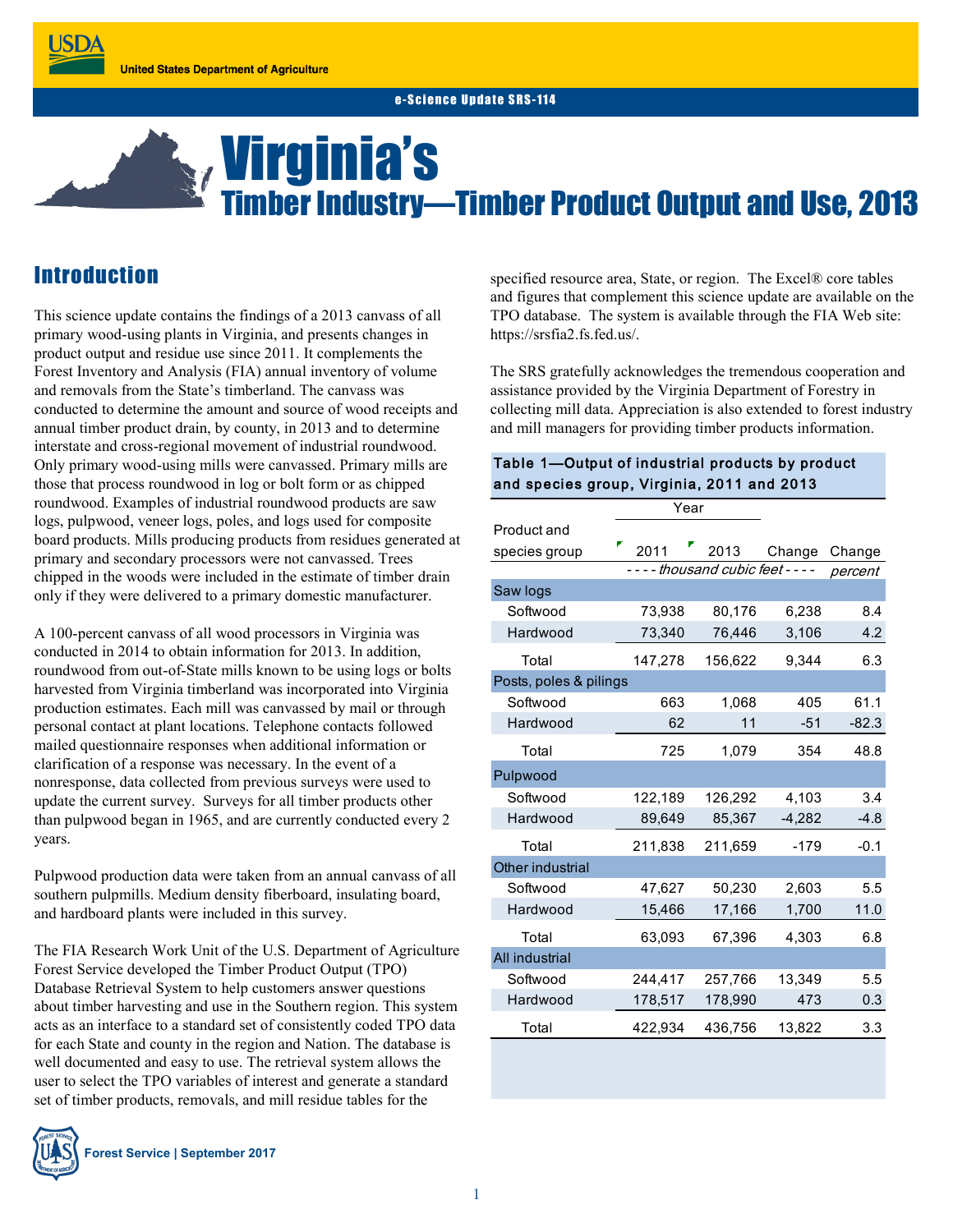United States Department of Agriculture

e-Science Update SRS-114

# Virginia's Timber Industry—Timber Product Output and Use, 2013

## Introduction

This science update contains the findings of a 2013 canvass of all primary wood-using plants in Virginia, and presents changes in product output and residue use since 2011. It complements the Forest Inventory and Analysis (FIA) annual inventory of volume and removals from the State's timberland. The canvass was conducted to determine the amount and source of wood receipts and annual timber product drain, by county, in 2013 and to determine interstate and cross-regional movement of industrial roundwood. Only primary wood-using mills were canvassed. Primary mills are those that process roundwood in log or bolt form or as chipped roundwood. Examples of industrial roundwood products are saw logs, pulpwood, veneer logs, poles, and logs used for composite board products. Mills producing products from residues generated at primary and secondary processors were not canvassed. Trees chipped in the woods were included in the estimate of timber drain only if they were delivered to a primary domestic manufacturer.

A 100-percent canvass of all wood processors in Virginia was conducted in 2014 to obtain information for 2013. In addition, roundwood from out-of-State mills known to be using logs or bolts harvested from Virginia timberland was incorporated into Virginia production estimates. Each mill was canvassed by mail or through personal contact at plant locations. Telephone contacts followed mailed questionnaire responses when additional information or clarification of a response was necessary. In the event of a nonresponse, data collected from previous surveys were used to update the current survey. Surveys for all timber products other than pulpwood began in 1965, and are currently conducted every 2 years.

Pulpwood production data were taken from an annual canvass of all southern pulpmills. Medium density fiberboard, insulating board, and hardboard plants were included in this survey.

The FIA Research Work Unit of the U.S. Department of Agriculture Forest Service developed the Timber Product Output (TPO) Database Retrieval System to help customers answer questions about timber harvesting and use in the Southern region. This system acts as an interface to a standard set of consistently coded TPO data for each State and county in the region and Nation. The database is well documented and easy to use. The retrieval system allows the user to select the TPO variables of interest and generate a standard set of timber products, removals, and mill residue tables for the specified resource area, State, or region. The Excel® core tables and figures that complement this science update are available on the TPO database. The system is available through the FIA Web site: https://srsfia2.fs.fed.us/.

The SRS gratefully acknowledges the tremendous cooperation and assistance provided by the Virginia Department of Forestry in collecting mill data. Appreciation is also extended to forest industry and mill managers for providing timber products information.

**Table 1—Output of industrial products by product and species group, Virginia, 2011 and 2013**

| Product and species group | 2011 | 2013 | Change | Change |
|---|---|---|---|---|
| | *- - - - thousand cubic feet - - - -* | | | *percent* |
| **Saw logs** | | | | |
| Softwood | 73,938 | 80,176 | 6,238 | 8.4 |
| Hardwood | 73,340 | 76,446 | 3,106 | 4.2 |
| Total | 147,278 | 156,622 | 9,344 | 6.3 |
| **Posts, poles & pilings** | | | | |
| Softwood | 663 | 1,068 | 405 | 61.1 |
| Hardwood | 62 | 11 | -51 | -82.3 |
| Total | 725 | 1,079 | 354 | 48.8 |
| **Pulpwood** | | | | |
| Softwood | 122,189 | 126,292 | 4,103 | 3.4 |
| Hardwood | 89,649 | 85,367 | -4,282 | -4.8 |
| Total | 211,838 | 211,659 | -179 | -0.1 |
| **Other industrial** | | | | |
| Softwood | 47,627 | 50,230 | 2,603 | 5.5 |
| Hardwood | 15,466 | 17,166 | 1,700 | 11.0 |
| Total | 63,093 | 67,396 | 4,303 | 6.8 |
| **All industrial** | | | | |
| Softwood | 244,417 | 257,766 | 13,349 | 5.5 |
| Hardwood | 178,517 | 178,990 | 473 | 0.3 |
| Total | 422,934 | 436,756 | 13,822 | 3.3 |

Forest Service | September 2017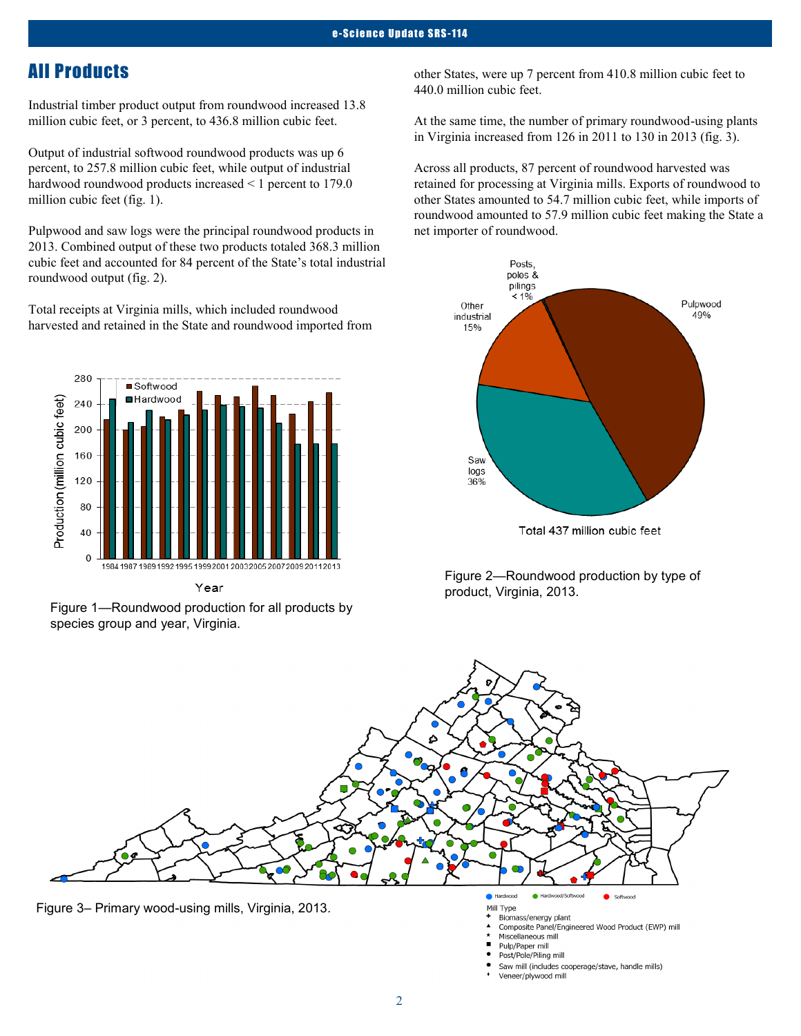## All Products

Industrial timber product output from roundwood increased 13.8 million cubic feet, or 3 percent, to 436.8 million cubic feet.

Output of industrial softwood roundwood products was up 6 percent, to 257.8 million cubic feet, while output of industrial hardwood roundwood products increased < 1 percent to 179.0 million cubic feet (fig. 1).

Pulpwood and saw logs were the principal roundwood products in 2013. Combined output of these two products totaled 368.3 million cubic feet and accounted for 84 percent of the State's total industrial roundwood output (fig. 2).

Total receipts at Virginia mills, which included roundwood harvested and retained in the State and roundwood imported from other States, were up 7 percent from 410.8 million cubic feet to 440.0 million cubic feet.

At the same time, the number of primary roundwood-using plants in Virginia increased from 126 in 2011 to 130 in 2013 (fig. 3).

Across all products, 87 percent of roundwood harvested was retained for processing at Virginia mills. Exports of roundwood to other States amounted to 54.7 million cubic feet, while imports of roundwood amounted to 57.9 million cubic feet making the State a net importer of roundwood.

Figure 1—Roundwood production for all products by species group and year, Virginia.

Figure 2—Roundwood production by type of product, Virginia, 2013.

Figure 3– Primary wood-using mills, Virginia, 2013.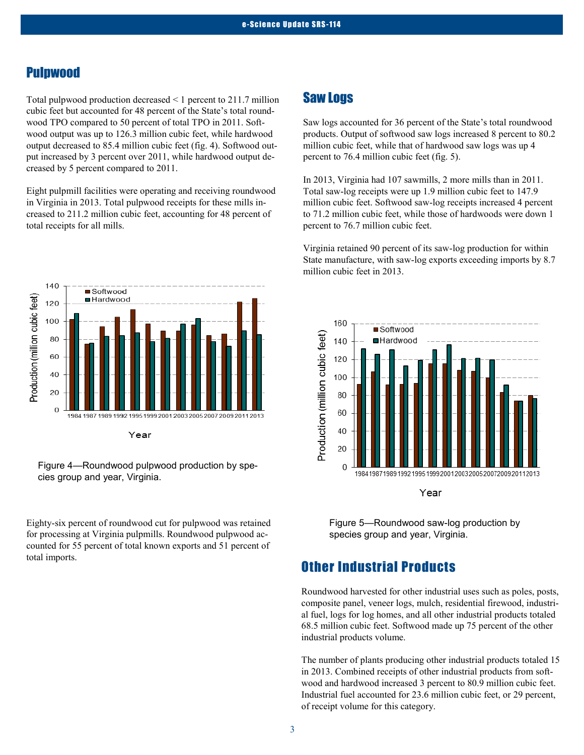## Pulpwood

Total pulpwood production decreased < 1 percent to 211.7 million cubic feet but accounted for 48 percent of the State's total roundwood TPO compared to 50 percent of total TPO in 2011. Softwood output was up to 126.3 million cubic feet, while hardwood output decreased to 85.4 million cubic feet (fig. 4). Softwood output increased by 3 percent over 2011, while hardwood output decreased by 5 percent compared to 2011.

Eight pulpmill facilities were operating and receiving roundwood in Virginia in 2013. Total pulpwood receipts for these mills increased to 211.2 million cubic feet, accounting for 48 percent of total receipts for all mills.

Figure 4—Roundwood pulpwood production by species group and year, Virginia.

Eighty-six percent of roundwood cut for pulpwood was retained for processing at Virginia pulpmills. Roundwood pulpwood accounted for 55 percent of total known exports and 51 percent of total imports.

## Saw Logs

Saw logs accounted for 36 percent of the State's total roundwood products. Output of softwood saw logs increased 8 percent to 80.2 million cubic feet, while that of hardwood saw logs was up 4 percent to 76.4 million cubic feet (fig. 5).

In 2013, Virginia had 107 sawmills, 2 more mills than in 2011. Total saw-log receipts were up 1.9 million cubic feet to 147.9 million cubic feet. Softwood saw-log receipts increased 4 percent to 71.2 million cubic feet, while those of hardwoods were down 1 percent to 76.7 million cubic feet.

Virginia retained 90 percent of its saw-log production for within State manufacture, with saw-log exports exceeding imports by 8.7 million cubic feet in 2013.

Figure 5—Roundwood saw-log production by species group and year, Virginia.

## Other Industrial Products

Roundwood harvested for other industrial uses such as poles, posts, composite panel, veneer logs, mulch, residential firewood, industrial fuel, logs for log homes, and all other industrial products totaled 68.5 million cubic feet. Softwood made up 75 percent of the other industrial products volume.

The number of plants producing other industrial products totaled 15 in 2013. Combined receipts of other industrial products from softwood and hardwood increased 3 percent to 80.9 million cubic feet. Industrial fuel accounted for 23.6 million cubic feet, or 29 percent, of receipt volume for this category.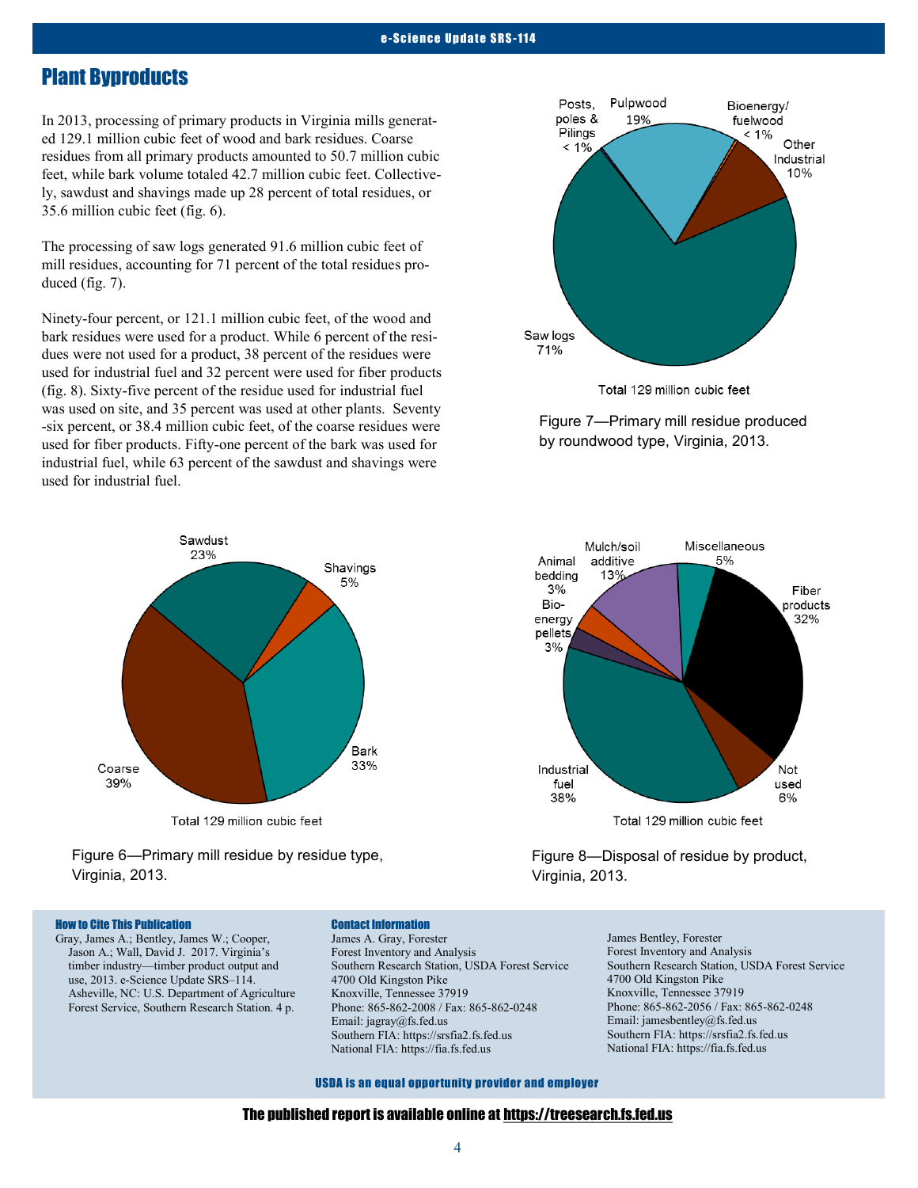## Plant Byproducts

In 2013, processing of primary products in Virginia mills generated 129.1 million cubic feet of wood and bark residues. Coarse residues from all primary products amounted to 50.7 million cubic feet, while bark volume totaled 42.7 million cubic feet. Collectively, sawdust and shavings made up 28 percent of total residues, or 35.6 million cubic feet (fig. 6).

The processing of saw logs generated 91.6 million cubic feet of mill residues, accounting for 71 percent of the total residues produced (fig. 7).

Ninety-four percent, or 121.1 million cubic feet, of the wood and bark residues were used for a product. While 6 percent of the residues were not used for a product, 38 percent of the residues were used for industrial fuel and 32 percent were used for fiber products (fig. 8). Sixty-five percent of the residue used for industrial fuel was used on site, and 35 percent was used at other plants. Seventy-six percent, or 38.4 million cubic feet, of the coarse residues were used for fiber products. Fifty-one percent of the bark was used for industrial fuel, while 63 percent of the sawdust and shavings were used for industrial fuel.

Posts, poles & Pilings < 1%
Pulpwood 19%
Bioenergy/ fuelwood < 1%
Other Industrial 10%
Saw logs 71%
Total 129 million cubic feet

Figure 7—Primary mill residue produced by roundwood type, Virginia, 2013.

Sawdust 23%
Shavings 5%
Bark 33%
Coarse 39%
Total 129 million cubic feet

Figure 6—Primary mill residue by residue type, Virginia, 2013.

Mulch/soil additive 13%
Miscellaneous 5%
Animal bedding 3%
Bio-energy pellets 3%
Fiber products 32%
Industrial fuel 38%
Not used 6%
Total 129 million cubic feet

Figure 8—Disposal of residue by product, Virginia, 2013.

### How to Cite This Publication

Gray, James A.; Bentley, James W.; Cooper, Jason A.; Wall, David J. 2017. Virginia's timber industry—timber product output and use, 2013. e-Science Update SRS–114. Asheville, NC: U.S. Department of Agriculture Forest Service, Southern Research Station. 4 p.

### Contact Information

James A. Gray, Forester
Forest Inventory and Analysis
Southern Research Station, USDA Forest Service
4700 Old Kingston Pike
Knoxville, Tennessee 37919
Phone: 865-862-2008 / Fax: 865-862-0248
Email: jagray@fs.fed.us
Southern FIA: https://srsfia2.fs.fed.us
National FIA: https://fia.fs.fed.us

James Bentley, Forester
Forest Inventory and Analysis
Southern Research Station, USDA Forest Service
4700 Old Kingston Pike
Knoxville, Tennessee 37919
Phone: 865-862-2056 / Fax: 865-862-0248
Email: jamesbentley@fs.fed.us
Southern FIA: https://srsfia2.fs.fed.us
National FIA: https://fia.fs.fed.us

**USDA is an equal opportunity provider and employer**

**The published report is available online at https://treesearch.fs.fed.us**